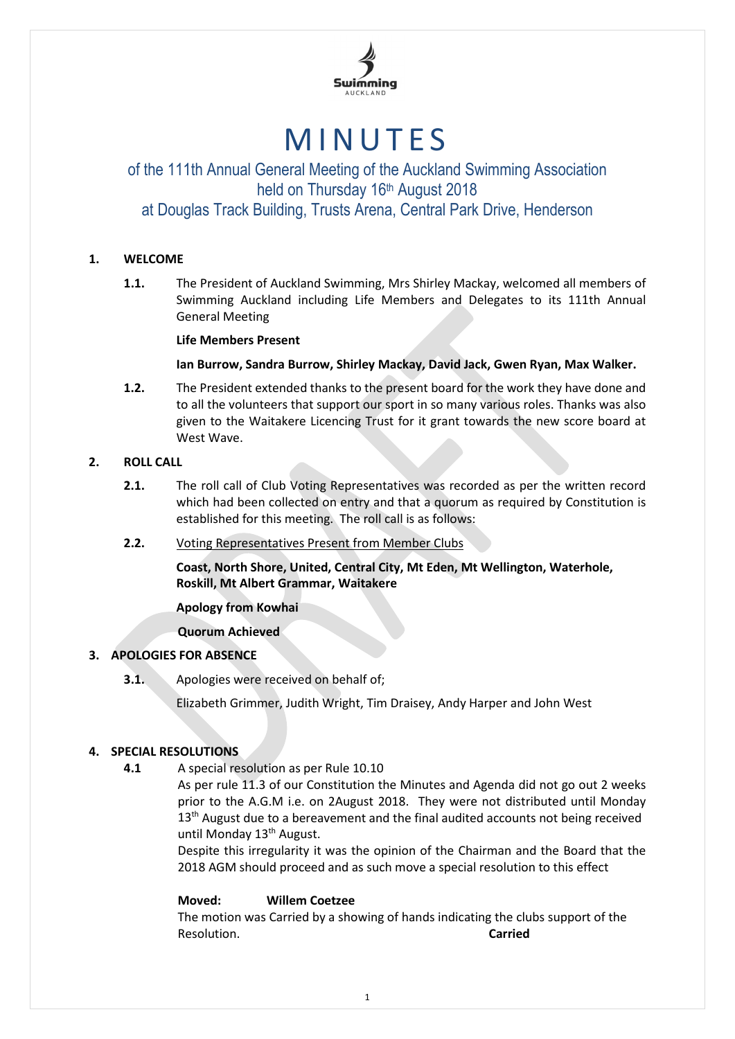# MINUTES

## of the 111th Annual General Meeting of the Auckland Swimming Association held on Thursday 16th August 2018 at Douglas Track Building, Trusts Arena, Central Park Drive, Henderson

**1. WELCOME**

**1.1.** The President of Auckland Swimming, Mrs Shirley Mackay, welcomed all members of Swimming Auckland including Life Members and Delegates to its 111th Annual General Meeting

**Life Members Present**

**Ian Burrow, Sandra Burrow, Shirley Mackay, David Jack, Gwen Ryan, Max Walker.**

**1.2.** The President extended thanks to the present board for the work they have done and to all the volunteers that support our sport in so many various roles. Thanks was also given to the Waitakere Licencing Trust for it grant towards the new score board at West Wave.

**2. ROLL CALL**

**2.1.** The roll call of Club Voting Representatives was recorded as per the written record which had been collected on entry and that a quorum as required by Constitution is established for this meeting. The roll call is as follows:

**2.2.** Voting Representatives Present from Member Clubs

**Coast, North Shore, United, Central City, Mt Eden, Mt Wellington, Waterhole, Roskill, Mt Albert Grammar, Waitakere**

**Apology from Kowhai**

**Quorum Achieved**

**3. APOLOGIES FOR ABSENCE**

**3.1.** Apologies were received on behalf of;

Elizabeth Grimmer, Judith Wright, Tim Draisey, Andy Harper and John West

**4. SPECIAL RESOLUTIONS**

**4.1** A special resolution as per Rule 10.10

As per rule 11.3 of our Constitution the Minutes and Agenda did not go out 2 weeks prior to the A.G.M i.e. on 2August 2018. They were not distributed until Monday 13th August due to a bereavement and the final audited accounts not being received until Monday 13th August.

Despite this irregularity it was the opinion of the Chairman and the Board that the 2018 AGM should proceed and as such move a special resolution to this effect

**Moved:** **Willem Coetzee**

The motion was Carried by a showing of hands indicating the clubs support of the Resolution. **Carried**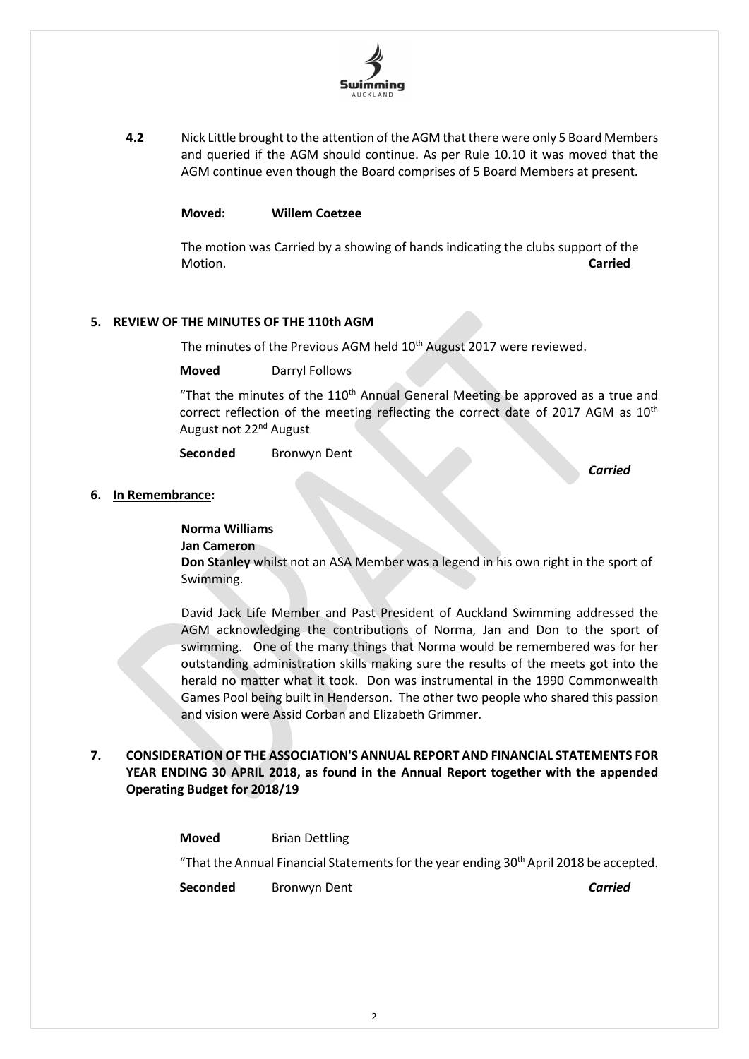**4.2** Nick Little brought to the attention of the AGM that there were only 5 Board Members and queried if the AGM should continue. As per Rule 10.10 it was moved that the AGM continue even though the Board comprises of 5 Board Members at present.

**Moved: Willem Coetzee**

The motion was Carried by a showing of hands indicating the clubs support of the Motion. **Carried**

## 5. REVIEW OF THE MINUTES OF THE 110th AGM

The minutes of the Previous AGM held 10th August 2017 were reviewed.

**Moved** Darryl Follows

"That the minutes of the 110th Annual General Meeting be approved as a true and correct reflection of the meeting reflecting the correct date of 2017 AGM as 10th August not 22nd August

**Seconded** Bronwyn Dent

***Carried***

## 6. In Remembrance:

**Norma Williams**

**Jan Cameron**

**Don Stanley** whilst not an ASA Member was a legend in his own right in the sport of Swimming.

David Jack Life Member and Past President of Auckland Swimming addressed the AGM acknowledging the contributions of Norma, Jan and Don to the sport of swimming. One of the many things that Norma would be remembered was for her outstanding administration skills making sure the results of the meets got into the herald no matter what it took. Don was instrumental in the 1990 Commonwealth Games Pool being built in Henderson. The other two people who shared this passion and vision were Assid Corban and Elizabeth Grimmer.

## 7. CONSIDERATION OF THE ASSOCIATION'S ANNUAL REPORT AND FINANCIAL STATEMENTS FOR YEAR ENDING 30 APRIL 2018, as found in the Annual Report together with the appended Operating Budget for 2018/19

**Moved** Brian Dettling

"That the Annual Financial Statements for the year ending 30th April 2018 be accepted.

**Seconded** Bronwyn Dent ***Carried***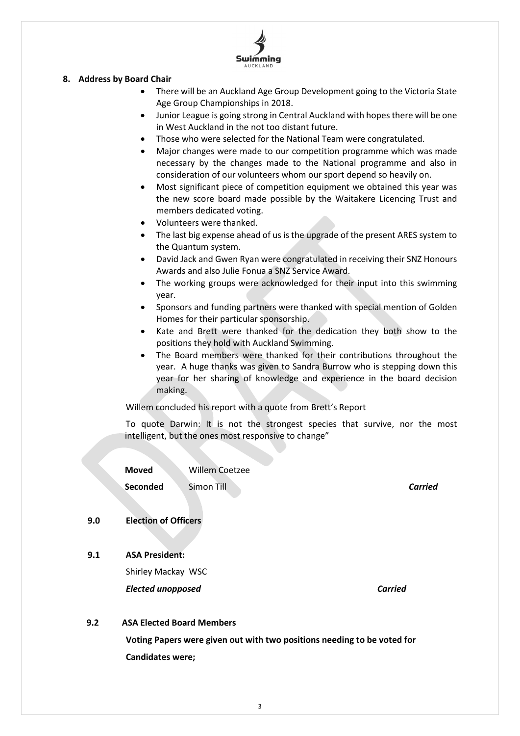## 8. Address by Board Chair

- There will be an Auckland Age Group Development going to the Victoria State Age Group Championships in 2018.
- Junior League is going strong in Central Auckland with hopes there will be one in West Auckland in the not too distant future.
- Those who were selected for the National Team were congratulated.
- Major changes were made to our competition programme which was made necessary by the changes made to the National programme and also in consideration of our volunteers whom our sport depend so heavily on.
- Most significant piece of competition equipment we obtained this year was the new score board made possible by the Waitakere Licencing Trust and members dedicated voting.
- Volunteers were thanked.
- The last big expense ahead of us is the upgrade of the present ARES system to the Quantum system.
- David Jack and Gwen Ryan were congratulated in receiving their SNZ Honours Awards and also Julie Fonua a SNZ Service Award.
- The working groups were acknowledged for their input into this swimming year.
- Sponsors and funding partners were thanked with special mention of Golden Homes for their particular sponsorship.
- Kate and Brett were thanked for the dedication they both show to the positions they hold with Auckland Swimming.
- The Board members were thanked for their contributions throughout the year. A huge thanks was given to Sandra Burrow who is stepping down this year for her sharing of knowledge and experience in the board decision making.

Willem concluded his report with a quote from Brett's Report

To quote Darwin: It is not the strongest species that survive, nor the most intelligent, but the ones most responsive to change"

**Moved** Willem Coetzee

**Seconded** Simon Till *Carried*

## 9.0 Election of Officers

### 9.1 ASA President:

Shirley Mackay WSC

***Elected unopposed*** *Carried*

### 9.2 ASA Elected Board Members

**Voting Papers were given out with two positions needing to be voted for**

**Candidates were;**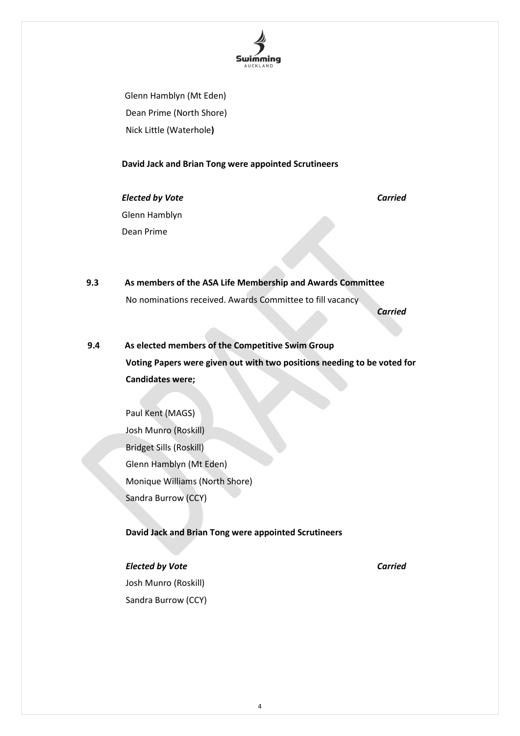Glenn Hamblyn (Mt Eden)
Dean Prime (North Shore)
Nick Little (Waterhole**)**

**David Jack and Brian Tong were appointed Scrutineers**

***Elected by Vote*** ***Carried***

Glenn Hamblyn
Dean Prime

**9.3 As members of the ASA Life Membership and Awards Committee**

No nominations received. Awards Committee to fill vacancy

***Carried***

**9.4 As elected members of the Competitive Swim Group**

**Voting Papers were given out with two positions needing to be voted for**
**Candidates were;**

Paul Kent (MAGS)
Josh Munro (Roskill)
Bridget Sills (Roskill)
Glenn Hamblyn (Mt Eden)
Monique Williams (North Shore)
Sandra Burrow (CCY)

**David Jack and Brian Tong were appointed Scrutineers**

***Elected by Vote*** ***Carried***

Josh Munro (Roskill)
Sandra Burrow (CCY)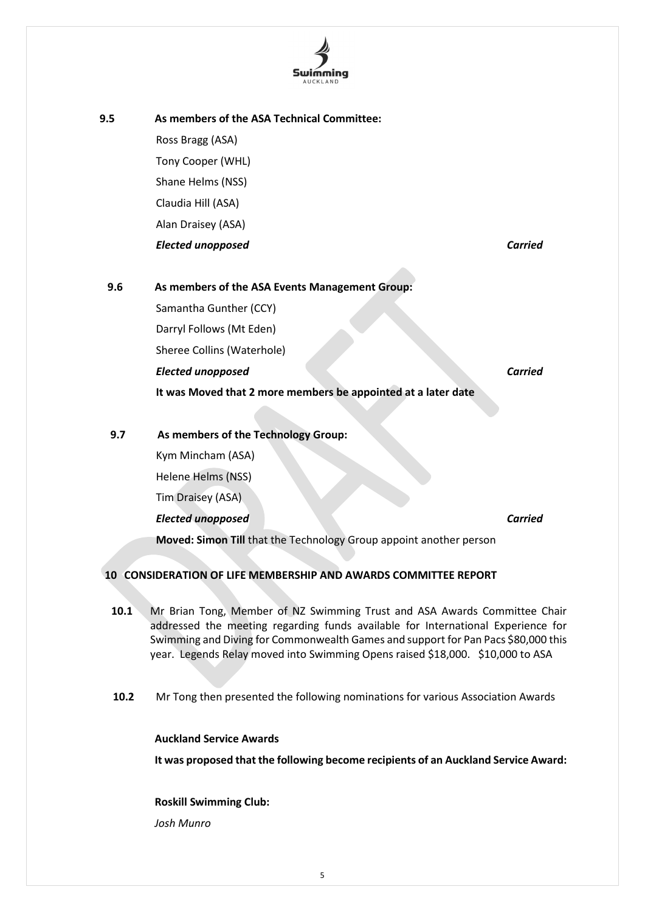**9.5 As members of the ASA Technical Committee:**

Ross Bragg (ASA)

Tony Cooper (WHL)

Shane Helms (NSS)

Claudia Hill (ASA)

Alan Draisey (ASA)

***Elected unopposed*** ***Carried***

**9.6 As members of the ASA Events Management Group:**

Samantha Gunther (CCY)

Darryl Follows (Mt Eden)

Sheree Collins (Waterhole)

***Elected unopposed*** ***Carried***

**It was Moved that 2 more members be appointed at a later date**

**9.7 As members of the Technology Group:**

Kym Mincham (ASA)

Helene Helms (NSS)

Tim Draisey (ASA)

***Elected unopposed*** ***Carried***

**Moved: Simon Till** that the Technology Group appoint another person

## 10 CONSIDERATION OF LIFE MEMBERSHIP AND AWARDS COMMITTEE REPORT

**10.1** Mr Brian Tong, Member of NZ Swimming Trust and ASA Awards Committee Chair addressed the meeting regarding funds available for International Experience for Swimming and Diving for Commonwealth Games and support for Pan Pacs $80,000 this year. Legends Relay moved into Swimming Opens raised $18,000. $10,000 to ASA

**10.2** Mr Tong then presented the following nominations for various Association Awards

**Auckland Service Awards**

**It was proposed that the following become recipients of an Auckland Service Award:**

**Roskill Swimming Club:**

*Josh Munro*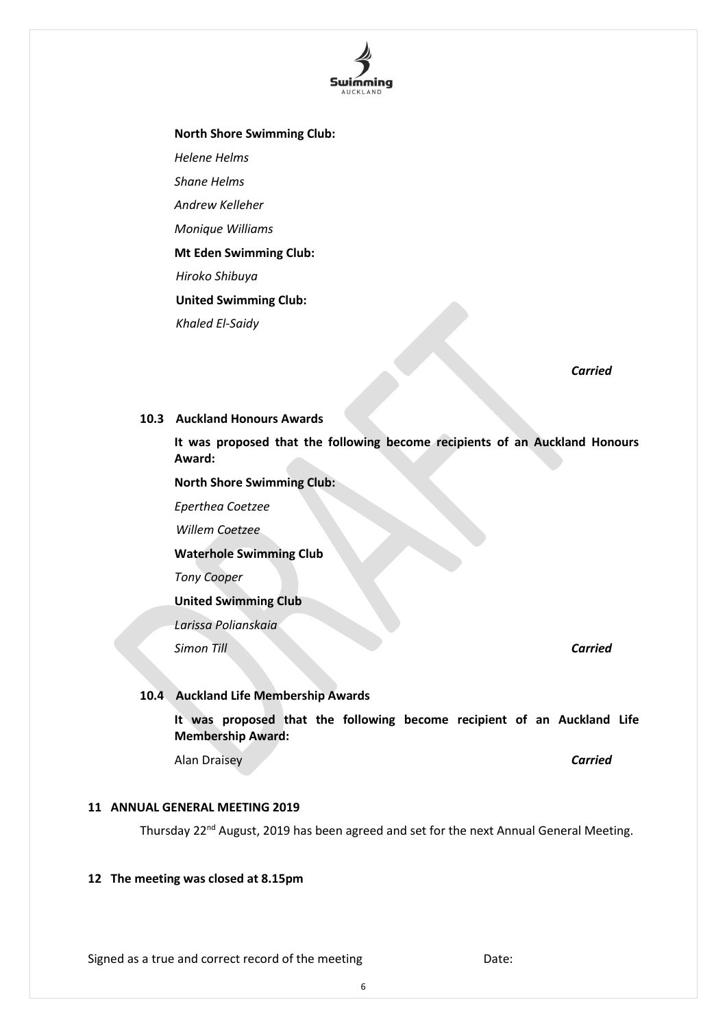**North Shore Swimming Club:**

*Helene Helms*

*Shane Helms*

*Andrew Kelleher*

*Monique Williams*

**Mt Eden Swimming Club:**

*Hiroko Shibuya*

**United Swimming Club:**

*Khaled El-Saidy*

***Carried***

**10.3 Auckland Honours Awards**

**It was proposed that the following become recipients of an Auckland Honours Award:**

**North Shore Swimming Club:**

*Eperthea Coetzee*

*Willem Coetzee*

**Waterhole Swimming Club**

*Tony Cooper*

**United Swimming Club**

*Larissa Polianskaia*

*Simon Till* ***Carried***

**10.4 Auckland Life Membership Awards**

**It was proposed that the following become recipient of an Auckland Life Membership Award:**

Alan Draisey ***Carried***

**11 ANNUAL GENERAL MEETING 2019**

Thursday 22nd August, 2019 has been agreed and set for the next Annual General Meeting.

**12 The meeting was closed at 8.15pm**

Signed as a true and correct record of the meeting Date: